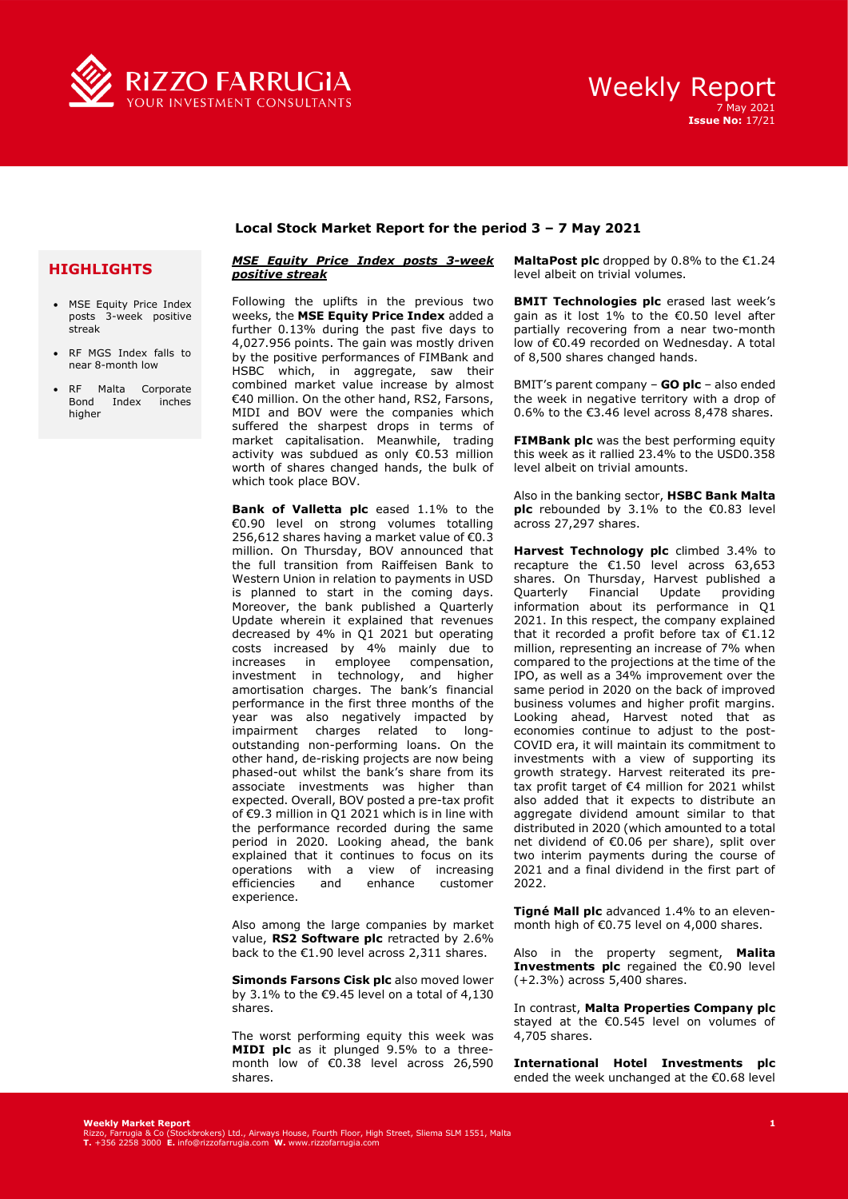# Weekly Report

7 May 2021
**Issue No:** 17/21

## Local Stock Market Report for the period 3 – 7 May 2021

### HIGHLIGHTS

- MSE Equity Price Index posts 3-week positive streak
- RF MGS Index falls to near 8-month low
- RF Malta Corporate Bond Index inches higher

### *MSE Equity Price Index posts 3-week positive streak*

Following the uplifts in the previous two weeks, the **MSE Equity Price Index** added a further 0.13% during the past five days to 4,027.956 points. The gain was mostly driven by the positive performances of FIMBank and HSBC which, in aggregate, saw their combined market value increase by almost €40 million. On the other hand, RS2, Farsons, MIDI and BOV were the companies which suffered the sharpest drops in terms of market capitalisation. Meanwhile, trading activity was subdued as only €0.53 million worth of shares changed hands, the bulk of which took place BOV.

**Bank of Valletta plc** eased 1.1% to the €0.90 level on strong volumes totalling 256,612 shares having a market value of €0.3 million. On Thursday, BOV announced that the full transition from Raiffeisen Bank to Western Union in relation to payments in USD is planned to start in the coming days. Moreover, the bank published a Quarterly Update wherein it explained that revenues decreased by 4% in Q1 2021 but operating costs increased by 4% mainly due to increases in employee compensation, investment in technology, and higher amortisation charges. The bank's financial performance in the first three months of the year was also negatively impacted by impairment charges related to long-outstanding non-performing loans. On the other hand, de-risking projects are now being phased-out whilst the bank's share from its associate investments was higher than expected. Overall, BOV posted a pre-tax profit of €9.3 million in Q1 2021 which is in line with the performance recorded during the same period in 2020. Looking ahead, the bank explained that it continues to focus on its operations with a view of increasing efficiencies and enhance customer experience.

Also among the large companies by market value, **RS2 Software plc** retracted by 2.6% back to the €1.90 level across 2,311 shares.

**Simonds Farsons Cisk plc** also moved lower by 3.1% to the €9.45 level on a total of 4,130 shares.

The worst performing equity this week was **MIDI plc** as it plunged 9.5% to a three-month low of €0.38 level across 26,590 shares.

**MaltaPost plc** dropped by 0.8% to the €1.24 level albeit on trivial volumes.

**BMIT Technologies plc** erased last week's gain as it lost 1% to the €0.50 level after partially recovering from a near two-month low of €0.49 recorded on Wednesday. A total of 8,500 shares changed hands.

BMIT's parent company – **GO plc** – also ended the week in negative territory with a drop of 0.6% to the €3.46 level across 8,478 shares.

**FIMBank plc** was the best performing equity this week as it rallied 23.4% to the USD0.358 level albeit on trivial amounts.

Also in the banking sector, **HSBC Bank Malta plc** rebounded by 3.1% to the €0.83 level across 27,297 shares.

**Harvest Technology plc** climbed 3.4% to recapture the €1.50 level across 63,653 shares. On Thursday, Harvest published a Quarterly Financial Update providing information about its performance in Q1 2021. In this respect, the company explained that it recorded a profit before tax of €1.12 million, representing an increase of 7% when compared to the projections at the time of the IPO, as well as a 34% improvement over the same period in 2020 on the back of improved business volumes and higher profit margins. Looking ahead, Harvest noted that as economies continue to adjust to the post-COVID era, it will maintain its commitment to investments with a view of supporting its growth strategy. Harvest reiterated its pre-tax profit target of €4 million for 2021 whilst also added that it expects to distribute an aggregate dividend amount similar to that distributed in 2020 (which amounted to a total net dividend of €0.06 per share), split over two interim payments during the course of 2021 and a final dividend in the first part of 2022.

**Tigné Mall plc** advanced 1.4% to an eleven-month high of €0.75 level on 4,000 shares.

Also in the property segment, **Malita Investments plc** regained the €0.90 level (+2.3%) across 5,400 shares.

In contrast, **Malta Properties Company plc** stayed at the €0.545 level on volumes of 4,705 shares.

**International Hotel Investments plc** ended the week unchanged at the €0.68 level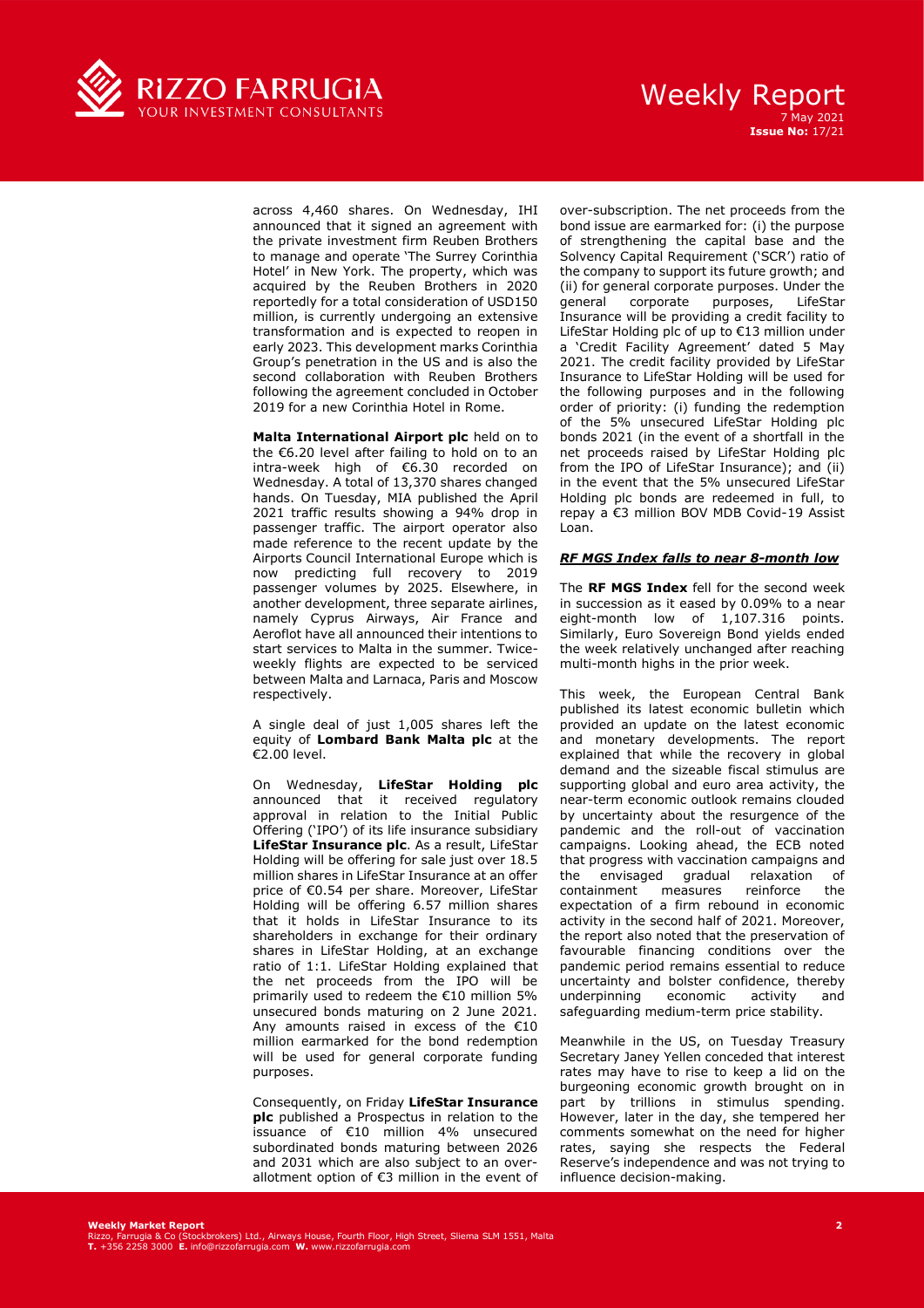across 4,460 shares. On Wednesday, IHI announced that it signed an agreement with the private investment firm Reuben Brothers to manage and operate 'The Surrey Corinthia Hotel' in New York. The property, which was acquired by the Reuben Brothers in 2020 reportedly for a total consideration of USD150 million, is currently undergoing an extensive transformation and is expected to reopen in early 2023. This development marks Corinthia Group's penetration in the US and is also the second collaboration with Reuben Brothers following the agreement concluded in October 2019 for a new Corinthia Hotel in Rome.

**Malta International Airport plc** held on to the €6.20 level after failing to hold on to an intra-week high of €6.30 recorded on Wednesday. A total of 13,370 shares changed hands. On Tuesday, MIA published the April 2021 traffic results showing a 94% drop in passenger traffic. The airport operator also made reference to the recent update by the Airports Council International Europe which is now predicting full recovery to 2019 passenger volumes by 2025. Elsewhere, in another development, three separate airlines, namely Cyprus Airways, Air France and Aeroflot have all announced their intentions to start services to Malta in the summer. Twice-weekly flights are expected to be serviced between Malta and Larnaca, Paris and Moscow respectively.

A single deal of just 1,005 shares left the equity of **Lombard Bank Malta plc** at the €2.00 level.

On Wednesday, **LifeStar Holding plc** announced that it received regulatory approval in relation to the Initial Public Offering ('IPO') of its life insurance subsidiary **LifeStar Insurance plc**. As a result, LifeStar Holding will be offering for sale just over 18.5 million shares in LifeStar Insurance at an offer price of €0.54 per share. Moreover, LifeStar Holding will be offering 6.57 million shares that it holds in LifeStar Insurance to its shareholders in exchange for their ordinary shares in LifeStar Holding, at an exchange ratio of 1:1. LifeStar Holding explained that the net proceeds from the IPO will be primarily used to redeem the €10 million 5% unsecured bonds maturing on 2 June 2021. Any amounts raised in excess of the €10 million earmarked for the bond redemption will be used for general corporate funding purposes.

Consequently, on Friday **LifeStar Insurance plc** published a Prospectus in relation to the issuance of €10 million 4% unsecured subordinated bonds maturing between 2026 and 2031 which are also subject to an over-allotment option of €3 million in the event of over-subscription. The net proceeds from the bond issue are earmarked for: (i) the purpose of strengthening the capital base and the Solvency Capital Requirement ('SCR') ratio of the company to support its future growth; and (ii) for general corporate purposes. Under the general corporate purposes, LifeStar Insurance will be providing a credit facility to LifeStar Holding plc of up to €13 million under a 'Credit Facility Agreement' dated 5 May 2021. The credit facility provided by LifeStar Insurance to LifeStar Holding will be used for the following purposes and in the following order of priority: (i) funding the redemption of the 5% unsecured LifeStar Holding plc bonds 2021 (in the event of a shortfall in the net proceeds raised by LifeStar Holding plc from the IPO of LifeStar Insurance); and (ii) in the event that the 5% unsecured LifeStar Holding plc bonds are redeemed in full, to repay a €3 million BOV MDB Covid-19 Assist Loan.

## ***RF MGS Index falls to near 8-month low***

The **RF MGS Index** fell for the second week in succession as it eased by 0.09% to a near eight-month low of 1,107.316 points. Similarly, Euro Sovereign Bond yields ended the week relatively unchanged after reaching multi-month highs in the prior week.

This week, the European Central Bank published its latest economic bulletin which provided an update on the latest economic and monetary developments. The report explained that while the recovery in global demand and the sizeable fiscal stimulus are supporting global and euro area activity, the near-term economic outlook remains clouded by uncertainty about the resurgence of the pandemic and the roll-out of vaccination campaigns. Looking ahead, the ECB noted that progress with vaccination campaigns and the envisaged gradual relaxation of containment measures reinforce the expectation of a firm rebound in economic activity in the second half of 2021. Moreover, the report also noted that the preservation of favourable financing conditions over the pandemic period remains essential to reduce uncertainty and bolster confidence, thereby underpinning economic activity and safeguarding medium-term price stability.

Meanwhile in the US, on Tuesday Treasury Secretary Janey Yellen conceded that interest rates may have to rise to keep a lid on the burgeoning economic growth brought on in part by trillions in stimulus spending. However, later in the day, she tempered her comments somewhat on the need for higher rates, saying she respects the Federal Reserve's independence and was not trying to influence decision-making.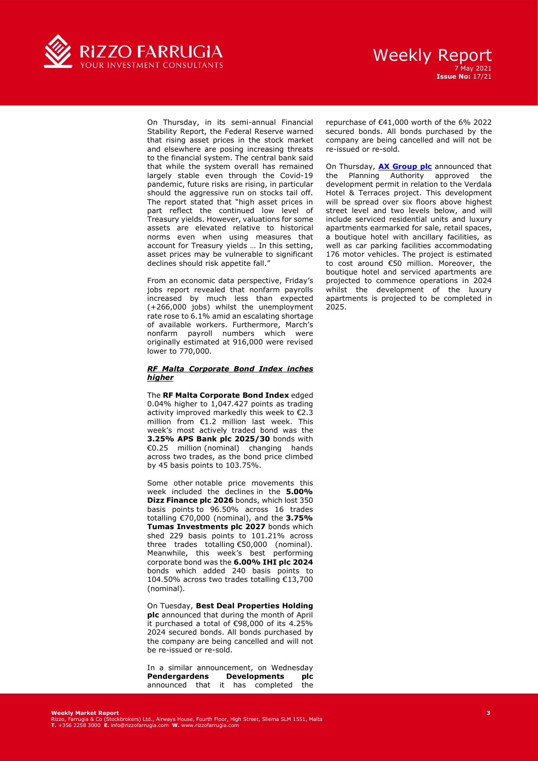On Thursday, in its semi-annual Financial Stability Report, the Federal Reserve warned that rising asset prices in the stock market and elsewhere are posing increasing threats to the financial system. The central bank said that while the system overall has remained largely stable even through the Covid-19 pandemic, future risks are rising, in particular should the aggressive run on stocks tail off. The report stated that "high asset prices in part reflect the continued low level of Treasury yields. However, valuations for some assets are elevated relative to historical norms even when using measures that account for Treasury yields … In this setting, asset prices may be vulnerable to significant declines should risk appetite fall."

From an economic data perspective, Friday's jobs report revealed that nonfarm payrolls increased by much less than expected (+266,000 jobs) whilst the unemployment rate rose to 6.1% amid an escalating shortage of available workers. Furthermore, March's nonfarm payroll numbers which were originally estimated at 916,000 were revised lower to 770,000.

### ***RF Malta Corporate Bond Index inches higher***

The **RF Malta Corporate Bond Index** edged 0.04% higher to 1,047.427 points as trading activity improved markedly this week to €2.3 million from €1.2 million last week. This week's most actively traded bond was the **3.25% APS Bank plc 2025/30** bonds with €0.25 million (nominal) changing hands across two trades, as the bond price climbed by 45 basis points to 103.75%.

Some other notable price movements this week included the declines in the **5.00% Dizz Finance plc 2026** bonds, which lost 350 basis points to 96.50% across 16 trades totalling €70,000 (nominal), and the **3.75% Tumas Investments plc 2027** bonds which shed 229 basis points to 101.21% across three trades totalling €50,000 (nominal). Meanwhile, this week's best performing corporate bond was the **6.00% IHI plc 2024** bonds which added 240 basis points to 104.50% across two trades totalling €13,700 (nominal).

On Tuesday, **Best Deal Properties Holding plc** announced that during the month of April it purchased a total of €98,000 of its 4.25% 2024 secured bonds. All bonds purchased by the company are being cancelled and will not be re-issued or re-sold.

In a similar announcement, on Wednesday **Pendergardens Developments plc** announced that it has completed the repurchase of €41,000 worth of the 6% 2022 secured bonds. All bonds purchased by the company are being cancelled and will not be re-issued or re-sold.

On Thursday, **AX Group plc** announced that the Planning Authority approved the development permit in relation to the Verdala Hotel & Terraces project. This development will be spread over six floors above highest street level and two levels below, and will include serviced residential units and luxury apartments earmarked for sale, retail spaces, a boutique hotel with ancillary facilities, as well as car parking facilities accommodating 176 motor vehicles. The project is estimated to cost around €50 million. Moreover, the boutique hotel and serviced apartments are projected to commence operations in 2024 whilst the development of the luxury apartments is projected to be completed in 2025.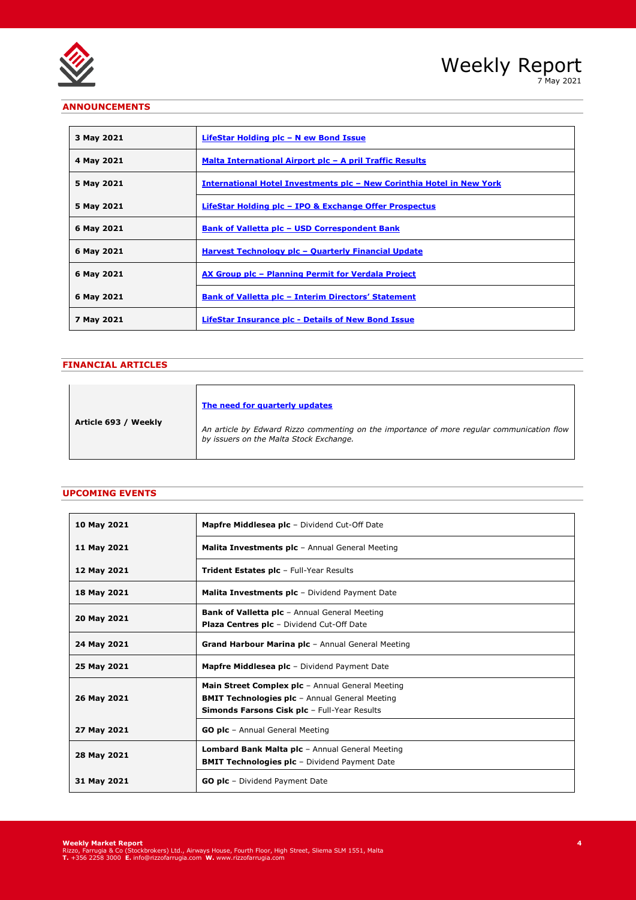## ANNOUNCEMENTS

| | |
|---|---|
| **3 May 2021** | **LifeStar Holding plc – N ew Bond Issue** |
| **4 May 2021** | **Malta International Airport plc – A pril Traffic Results** |
| **5 May 2021** | **International Hotel Investments plc – New Corinthia Hotel in New York** |
| **5 May 2021** | **LifeStar Holding plc – IPO & Exchange Offer Prospectus** |
| **6 May 2021** | **Bank of Valletta plc – USD Correspondent Bank** |
| **6 May 2021** | **Harvest Technology plc – Quarterly Financial Update** |
| **6 May 2021** | **AX Group plc – Planning Permit for Verdala Project** |
| **6 May 2021** | **Bank of Valletta plc – Interim Directors' Statement** |
| **7 May 2021** | **LifeStar Insurance plc - Details of New Bond Issue** |

## FINANCIAL ARTICLES

| | |
|---|---|
| **Article 693 / Weekly** | **The need for quarterly updates**<br><br>*An article by Edward Rizzo commenting on the importance of more regular communication flow by issuers on the Malta Stock Exchange.* |

## UPCOMING EVENTS

| | |
|---|---|
| **10 May 2021** | **Mapfre Middlesea plc** – Dividend Cut-Off Date |
| **11 May 2021** | **Malita Investments plc** – Annual General Meeting |
| **12 May 2021** | **Trident Estates plc** – Full-Year Results |
| **18 May 2021** | **Malita Investments plc** – Dividend Payment Date |
| **20 May 2021** | **Bank of Valletta plc** – Annual General Meeting<br>**Plaza Centres plc** – Dividend Cut-Off Date |
| **24 May 2021** | **Grand Harbour Marina plc** – Annual General Meeting |
| **25 May 2021** | **Mapfre Middlesea plc** – Dividend Payment Date |
| **26 May 2021** | **Main Street Complex plc** – Annual General Meeting<br>**BMIT Technologies plc** – Annual General Meeting<br>**Simonds Farsons Cisk plc** – Full-Year Results |
| **27 May 2021** | **GO plc** – Annual General Meeting |
| **28 May 2021** | **Lombard Bank Malta plc** – Annual General Meeting<br>**BMIT Technologies plc** – Dividend Payment Date |
| **31 May 2021** | **GO plc** – Dividend Payment Date |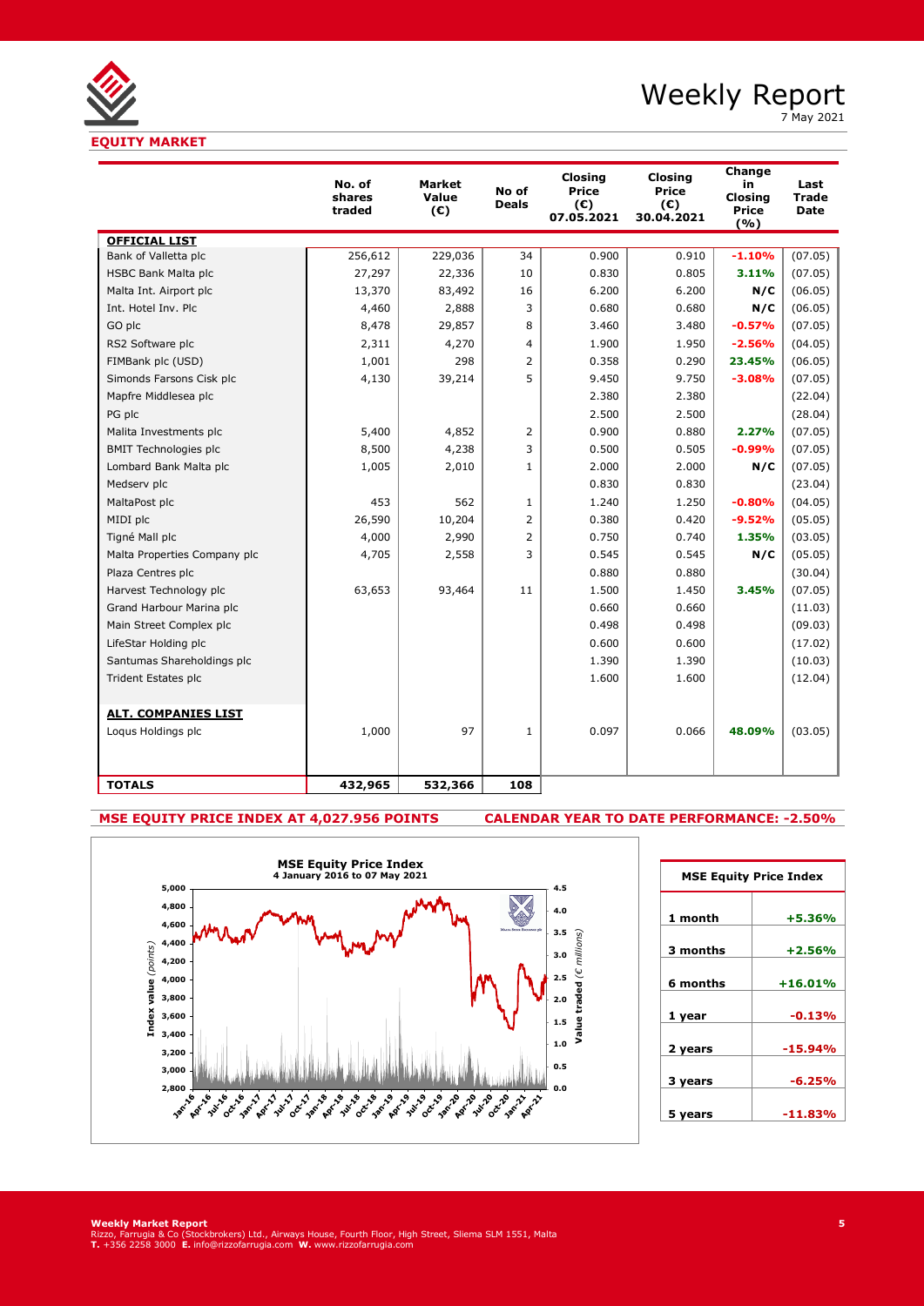# Weekly Report

7 May 2021

## EQUITY MARKET

| | No. of shares traded | Market Value (€) | No of Deals | Closing Price (€) 07.05.2021 | Closing Price (€) 30.04.2021 | Change in Closing Price (%) | Last Trade Date |
|---|---|---|---|---|---|---|---|
| **OFFICIAL LIST** | | | | | | | |
| Bank of Valletta plc | 256,612 | 229,036 | 34 | 0.900 | 0.910 | **-1.10%** | (07.05) |
| HSBC Bank Malta plc | 27,297 | 22,336 | 10 | 0.830 | 0.805 | **3.11%** | (07.05) |
| Malta Int. Airport plc | 13,370 | 83,492 | 16 | 6.200 | 6.200 | **N/C** | (06.05) |
| Int. Hotel Inv. Plc | 4,460 | 2,888 | 3 | 0.680 | 0.680 | **N/C** | (06.05) |
| GO plc | 8,478 | 29,857 | 8 | 3.460 | 3.480 | **-0.57%** | (07.05) |
| RS2 Software plc | 2,311 | 4,270 | 4 | 1.900 | 1.950 | **-2.56%** | (04.05) |
| FIMBank plc (USD) | 1,001 | 298 | 2 | 0.358 | 0.290 | **23.45%** | (06.05) |
| Simonds Farsons Cisk plc | 4,130 | 39,214 | 5 | 9.450 | 9.750 | **-3.08%** | (07.05) |
| Mapfre Middlesea plc | | | | 2.380 | 2.380 | | (22.04) |
| PG plc | | | | 2.500 | 2.500 | | (28.04) |
| Malita Investments plc | 5,400 | 4,852 | 2 | 0.900 | 0.880 | **2.27%** | (07.05) |
| BMIT Technologies plc | 8,500 | 4,238 | 3 | 0.500 | 0.505 | **-0.99%** | (07.05) |
| Lombard Bank Malta plc | 1,005 | 2,010 | 1 | 2.000 | 2.000 | **N/C** | (07.05) |
| Medserv plc | | | | 0.830 | 0.830 | | (23.04) |
| MaltaPost plc | 453 | 562 | 1 | 1.240 | 1.250 | **-0.80%** | (04.05) |
| MIDI plc | 26,590 | 10,204 | 2 | 0.380 | 0.420 | **-9.52%** | (05.05) |
| Tigné Mall plc | 4,000 | 2,990 | 2 | 0.750 | 0.740 | **1.35%** | (03.05) |
| Malta Properties Company plc | 4,705 | 2,558 | 3 | 0.545 | 0.545 | **N/C** | (05.05) |
| Plaza Centres plc | | | | 0.880 | 0.880 | | (30.04) |
| Harvest Technology plc | 63,653 | 93,464 | 11 | 1.500 | 1.450 | **3.45%** | (07.05) |
| Grand Harbour Marina plc | | | | 0.660 | 0.660 | | (11.03) |
| Main Street Complex plc | | | | 0.498 | 0.498 | | (09.03) |
| LifeStar Holding plc | | | | 0.600 | 0.600 | | (17.02) |
| Santumas Shareholdings plc | | | | 1.390 | 1.390 | | (10.03) |
| Trident Estates plc | | | | 1.600 | 1.600 | | (12.04) |
| **ALT. COMPANIES LIST** | | | | | | | |
| Loqus Holdings plc | 1,000 | 97 | 1 | 0.097 | 0.066 | **48.09%** | (03.05) |
| **TOTALS** | **432,965** | **532,366** | **108** | | | | |

**MSE EQUITY PRICE INDEX AT 4,027.956 POINTS** **CALENDAR YEAR TO DATE PERFORMANCE: -2.50%**

| MSE Equity Price Index | |
|---|---|
| 1 month | +5.36% |
| 3 months | +2.56% |
| 6 months | +16.01% |
| 1 year | -0.13% |
| 2 years | -15.94% |
| 3 years | -6.25% |
| 5 years | -11.83% |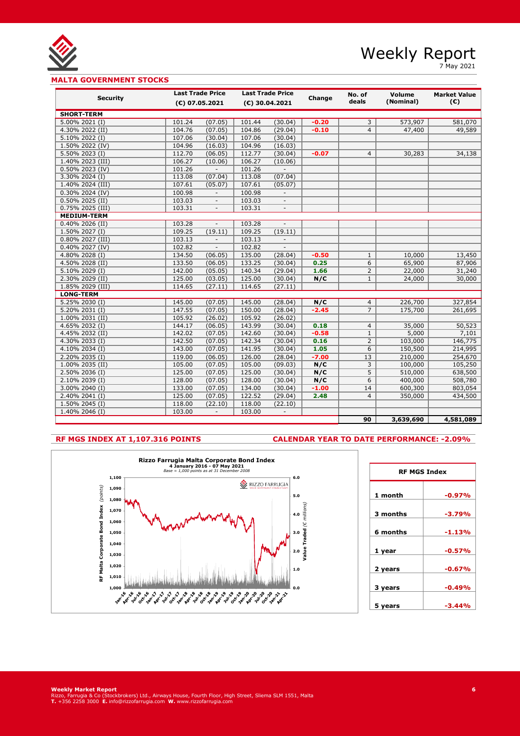## MALTA GOVERNMENT STOCKS

| Security | Last Trade Price (€) 07.05.2021 | | Last Trade Price (€) 30.04.2021 | | Change | No. of deals | Volume (Nominal) | Market Value (€) |
|---|---|---|---|---|---|---|---|---|
| **SHORT-TERM** | | | | | | | | |
| 5.00% 2021 (I) | 101.24 | (07.05) | 101.44 | (30.04) | -0.20 | 3 | 573,907 | 581,070 |
| 4.30% 2022 (II) | 104.76 | (07.05) | 104.86 | (29.04) | -0.10 | 4 | 47,400 | 49,589 |
| 5.10% 2022 (I) | 107.06 | (30.04) | 107.06 | (30.04) | | | | |
| 1.50% 2022 (IV) | 104.96 | (16.03) | 104.96 | (16.03) | | | | |
| 5.50% 2023 (I) | 112.70 | (06.05) | 112.77 | (30.04) | -0.07 | 4 | 30,283 | 34,138 |
| 1.40% 2023 (III) | 106.27 | (10.06) | 106.27 | (10.06) | | | | |
| 0.50% 2023 (IV) | 101.26 | - | 101.26 | - | | | | |
| 3.30% 2024 (I) | 113.08 | (07.04) | 113.08 | (07.04) | | | | |
| 1.40% 2024 (III) | 107.61 | (05.07) | 107.61 | (05.07) | | | | |
| 0.30% 2024 (IV) | 100.98 | - | 100.98 | - | | | | |
| 0.50% 2025 (II) | 103.03 | - | 103.03 | - | | | | |
| 0.75% 2025 (III) | 103.31 | - | 103.31 | - | | | | |
| **MEDIUM-TERM** | | | | | | | | |
| 0.40% 2026 (II) | 103.28 | - | 103.28 | - | | | | |
| 1.50% 2027 (I) | 109.25 | (19.11) | 109.25 | (19.11) | | | | |
| 0.80% 2027 (III) | 103.13 | - | 103.13 | - | | | | |
| 0.40% 2027 (IV) | 102.82 | - | 102.82 | - | | | | |
| 4.80% 2028 (I) | 134.50 | (06.05) | 135.00 | (28.04) | -0.50 | 1 | 10,000 | 13,450 |
| 4.50% 2028 (II) | 133.50 | (06.05) | 133.25 | (30.04) | 0.25 | 6 | 65,900 | 87,906 |
| 5.10% 2029 (I) | 142.00 | (05.05) | 140.34 | (29.04) | 1.66 | 2 | 22,000 | 31,240 |
| 2.30% 2029 (II) | 125.00 | (03.05) | 125.00 | (30.04) | N/C | 1 | 24,000 | 30,000 |
| 1.85% 2029 (III) | 114.65 | (27.11) | 114.65 | (27.11) | | | | |
| **LONG-TERM** | | | | | | | | |
| 5.25% 2030 (I) | 145.00 | (07.05) | 145.00 | (28.04) | N/C | 4 | 226,700 | 327,854 |
| 5.20% 2031 (I) | 147.55 | (07.05) | 150.00 | (28.04) | -2.45 | 7 | 175,700 | 261,695 |
| 1.00% 2031 (II) | 105.92 | (26.02) | 105.92 | (26.02) | | | | |
| 4.65% 2032 (I) | 144.17 | (06.05) | 143.99 | (30.04) | 0.18 | 4 | 35,000 | 50,523 |
| 4.45% 2032 (II) | 142.02 | (07.05) | 142.60 | (30.04) | -0.58 | 1 | 5,000 | 7,101 |
| 4.30% 2033 (I) | 142.50 | (07.05) | 142.34 | (30.04) | 0.16 | 2 | 103,000 | 146,775 |
| 4.10% 2034 (I) | 143.00 | (07.05) | 141.95 | (30.04) | 1.05 | 6 | 150,500 | 214,995 |
| 2.20% 2035 (I) | 119.00 | (06.05) | 126.00 | (28.04) | -7.00 | 13 | 210,000 | 254,670 |
| 1.00% 2035 (II) | 105.00 | (07.05) | 105.00 | (09.03) | N/C | 3 | 100,000 | 105,250 |
| 2.50% 2036 (I) | 125.00 | (07.05) | 125.00 | (30.04) | N/C | 5 | 510,000 | 638,500 |
| 2.10% 2039 (I) | 128.00 | (07.05) | 128.00 | (30.04) | N/C | 6 | 400,000 | 508,780 |
| 3.00% 2040 (I) | 133.00 | (07.05) | 134.00 | (30.04) | -1.00 | 14 | 600,300 | 803,054 |
| 2.40% 2041 (I) | 125.00 | (07.05) | 122.52 | (29.04) | 2.48 | 4 | 350,000 | 434,500 |
| 1.50% 2045 (I) | 118.00 | (22.10) | 118.00 | (22.10) | | | | |
| 1.40% 2046 (I) | 103.00 | - | 103.00 | - | | | | |
| | | | | | | **90** | **3,639,690** | **4,581,089** |

**RF MGS INDEX AT 1,107.316 POINTS** **CALENDAR YEAR TO DATE PERFORMANCE: -2.09%**

**Rizzo Farrugia Malta Corporate Bond Index**
**4 January 2016 - 07 May 2021**
*Base = 1,000 points as at 31 December 2008*

| RF MGS Index | |
|---|---|
| 1 month | -0.97% |
| 3 months | -3.79% |
| 6 months | -1.13% |
| 1 year | -0.57% |
| 2 years | -0.67% |
| 3 years | -0.49% |
| 5 years | -3.44% |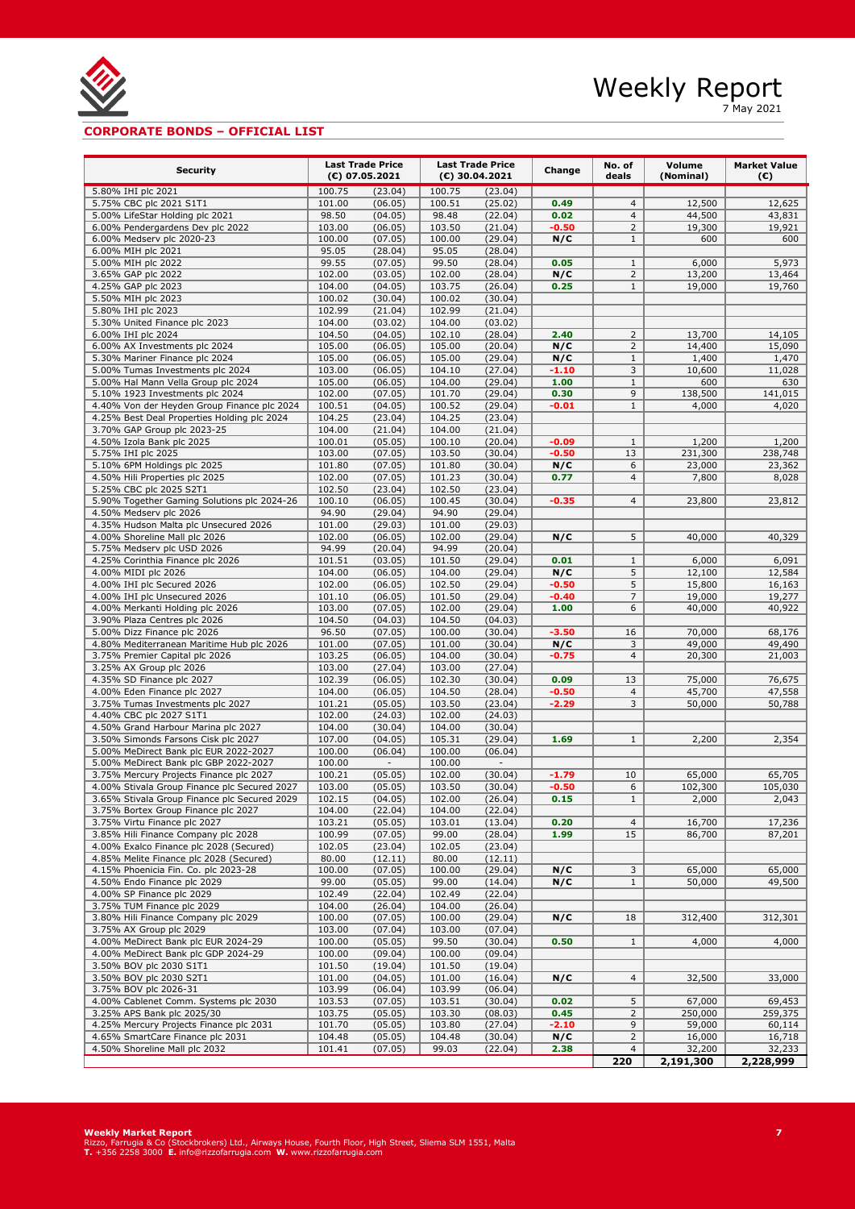## CORPORATE BONDS – OFFICIAL LIST

| Security | Last Trade Price (€) 07.05.2021 | | Last Trade Price (€) 30.04.2021 | | Change | No. of deals | Volume (Nominal) | Market Value (€) |
|---|---|---|---|---|---|---|---|---|
| 5.80% IHI plc 2021 | 100.75 | (23.04) | 100.75 | (23.04) | | | | |
| 5.75% CBC plc 2021 S1T1 | 101.00 | (06.05) | 100.51 | (25.02) | 0.49 | 4 | 12,500 | 12,625 |
| 5.00% LifeStar Holding plc 2021 | 98.50 | (04.05) | 98.48 | (22.04) | 0.02 | 4 | 44,500 | 43,831 |
| 6.00% Pendergardens Dev plc 2022 | 103.00 | (06.05) | 103.50 | (21.04) | -0.50 | 2 | 19,300 | 19,921 |
| 6.00% Medserv plc 2020-23 | 100.00 | (07.05) | 100.00 | (29.04) | N/C | 1 | 600 | 600 |
| 6.00% MIH plc 2021 | 95.05 | (28.04) | 95.05 | (28.04) | | | | |
| 5.00% MIH plc 2022 | 99.55 | (07.05) | 99.50 | (28.04) | 0.05 | 1 | 6,000 | 5,973 |
| 3.65% GAP plc 2022 | 102.00 | (03.05) | 102.00 | (28.04) | N/C | 2 | 13,200 | 13,464 |
| 4.25% GAP plc 2023 | 104.00 | (04.05) | 103.75 | (26.04) | 0.25 | 1 | 19,000 | 19,760 |
| 5.50% MIH plc 2023 | 100.02 | (30.04) | 100.02 | (30.04) | | | | |
| 5.80% IHI plc 2023 | 102.99 | (21.04) | 102.99 | (21.04) | | | | |
| 5.30% United Finance plc 2023 | 104.00 | (03.02) | 104.00 | (03.02) | | | | |
| 6.00% IHI plc 2024 | 104.50 | (04.05) | 102.10 | (28.04) | 2.40 | 2 | 13,700 | 14,105 |
| 6.00% AX Investments plc 2024 | 105.00 | (06.05) | 105.00 | (20.04) | N/C | 2 | 14,400 | 15,090 |
| 5.30% Mariner Finance plc 2024 | 105.00 | (06.05) | 105.00 | (29.04) | N/C | 1 | 1,400 | 1,470 |
| 5.00% Tumas Investments plc 2024 | 103.00 | (06.05) | 104.10 | (27.04) | -1.10 | 3 | 10,600 | 11,028 |
| 5.00% Hal Mann Vella Group plc 2024 | 105.00 | (06.05) | 104.00 | (29.04) | 1.00 | 1 | 600 | 630 |
| 5.10% 1923 Investments plc 2024 | 102.00 | (07.05) | 101.70 | (29.04) | 0.30 | 9 | 138,500 | 141,015 |
| 4.40% Von der Heyden Group Finance plc 2024 | 100.51 | (04.05) | 100.52 | (29.04) | -0.01 | 1 | 4,000 | 4,020 |
| 4.25% Best Deal Properties Holding plc 2024 | 104.25 | (23.04) | 104.25 | (23.04) | | | | |
| 3.70% GAP Group plc 2023-25 | 104.00 | (21.04) | 104.00 | (21.04) | | | | |
| 4.50% Izola Bank plc 2025 | 100.01 | (05.05) | 100.10 | (20.04) | -0.09 | 1 | 1,200 | 1,200 |
| 5.75% IHI plc 2025 | 103.00 | (07.05) | 103.50 | (30.04) | -0.50 | 13 | 231,300 | 238,748 |
| 5.10% 6PM Holdings plc 2025 | 101.80 | (07.05) | 101.80 | (30.04) | N/C | 6 | 23,000 | 23,362 |
| 4.50% Hili Properties plc 2025 | 102.00 | (07.05) | 101.23 | (30.04) | 0.77 | 4 | 7,800 | 8,028 |
| 5.25% CBC plc 2025 S2T1 | 102.50 | (23.04) | 102.50 | (23.04) | | | | |
| 5.90% Together Gaming Solutions plc 2024-26 | 100.10 | (06.05) | 100.45 | (30.04) | -0.35 | 4 | 23,800 | 23,812 |
| 4.50% Medserv plc 2026 | 94.90 | (29.04) | 94.90 | (29.04) | | | | |
| 4.35% Hudson Malta plc Unsecured 2026 | 101.00 | (29.03) | 101.00 | (29.03) | | | | |
| 4.00% Shoreline Mall plc 2026 | 102.00 | (06.05) | 102.00 | (29.04) | N/C | 5 | 40,000 | 40,329 |
| 5.75% Medserv plc USD 2026 | 94.99 | (20.04) | 94.99 | (20.04) | | | | |
| 4.25% Corinthia Finance plc 2026 | 101.51 | (03.05) | 101.50 | (29.04) | 0.01 | 1 | 6,000 | 6,091 |
| 4.00% MIDI plc 2026 | 104.00 | (06.05) | 104.00 | (29.04) | N/C | 5 | 12,100 | 12,584 |
| 4.00% IHI plc Secured 2026 | 102.00 | (06.05) | 102.50 | (29.04) | -0.50 | 5 | 15,800 | 16,163 |
| 4.00% IHI plc Unsecured 2026 | 101.10 | (06.05) | 101.50 | (29.04) | -0.40 | 7 | 19,000 | 19,277 |
| 4.00% Merkanti Holding plc 2026 | 103.00 | (07.05) | 102.00 | (29.04) | 1.00 | 6 | 40,000 | 40,922 |
| 3.90% Plaza Centres plc 2026 | 104.50 | (04.03) | 104.50 | (04.03) | | | | |
| 5.00% Dizz Finance plc 2026 | 96.50 | (07.05) | 100.00 | (30.04) | -3.50 | 16 | 70,000 | 68,176 |
| 4.80% Mediterranean Maritime Hub plc 2026 | 101.00 | (07.05) | 101.00 | (30.04) | N/C | 3 | 49,000 | 49,490 |
| 3.75% Premier Capital plc 2026 | 103.25 | (06.05) | 104.00 | (30.04) | -0.75 | 4 | 20,300 | 21,003 |
| 3.25% AX Group plc 2026 | 103.00 | (27.04) | 103.00 | (27.04) | | | | |
| 4.35% SD Finance plc 2027 | 102.39 | (06.05) | 102.30 | (30.04) | 0.09 | 13 | 75,000 | 76,675 |
| 4.00% Eden Finance plc 2027 | 104.00 | (06.05) | 104.50 | (28.04) | -0.50 | 4 | 45,700 | 47,558 |
| 3.75% Tumas Investments plc 2027 | 101.21 | (05.05) | 103.50 | (23.04) | -2.29 | 3 | 50,000 | 50,788 |
| 4.40% CBC plc 2027 S1T1 | 102.00 | (24.03) | 102.00 | (24.03) | | | | |
| 4.50% Grand Harbour Marina plc 2027 | 104.00 | (30.04) | 104.00 | (30.04) | | | | |
| 3.50% Simonds Farsons Cisk plc 2027 | 107.00 | (04.05) | 105.31 | (29.04) | 1.69 | 1 | 2,200 | 2,354 |
| 5.00% MeDirect Bank plc EUR 2022-2027 | 100.00 | (06.04) | 100.00 | (06.04) | | | | |
| 5.00% MeDirect Bank plc GBP 2022-2027 | 100.00 | - | 100.00 | - | | | | |
| 3.75% Mercury Projects Finance plc 2027 | 100.21 | (05.05) | 102.00 | (30.04) | -1.79 | 10 | 65,000 | 65,705 |
| 4.00% Stivala Group Finance plc Secured 2027 | 103.00 | (05.05) | 103.50 | (30.04) | -0.50 | 6 | 102,300 | 105,030 |
| 3.65% Stivala Group Finance plc Secured 2029 | 102.15 | (04.05) | 102.00 | (26.04) | 0.15 | 1 | 2,000 | 2,043 |
| 3.75% Bortex Group Finance plc 2027 | 104.00 | (22.04) | 104.00 | (22.04) | | | | |
| 3.75% Virtu Finance plc 2027 | 103.21 | (05.05) | 103.01 | (13.04) | 0.20 | 4 | 16,700 | 17,236 |
| 3.85% Hili Finance Company plc 2028 | 100.99 | (07.05) | 99.00 | (28.04) | 1.99 | 15 | 86,700 | 87,201 |
| 4.00% Exalco Finance plc 2028 (Secured) | 102.05 | (23.04) | 102.05 | (23.04) | | | | |
| 4.85% Melite Finance plc 2028 (Secured) | 80.00 | (12.11) | 80.00 | (12.11) | | | | |
| 4.15% Phoenicia Fin. Co. plc 2023-28 | 100.00 | (07.05) | 100.00 | (29.04) | N/C | 3 | 65,000 | 65,000 |
| 4.50% Endo Finance plc 2029 | 99.00 | (05.05) | 99.00 | (14.04) | N/C | 1 | 50,000 | 49,500 |
| 4.00% SP Finance plc 2029 | 102.49 | (22.04) | 102.49 | (22.04) | | | | |
| 3.75% TUM Finance plc 2029 | 104.00 | (26.04) | 104.00 | (26.04) | | | | |
| 3.80% Hili Finance Company plc 2029 | 100.00 | (07.05) | 100.00 | (29.04) | N/C | 18 | 312,400 | 312,301 |
| 3.75% AX Group plc 2029 | 103.00 | (07.04) | 103.00 | (07.04) | | | | |
| 4.00% MeDirect Bank plc EUR 2024-29 | 100.00 | (05.05) | 99.50 | (30.04) | 0.50 | 1 | 4,000 | 4,000 |
| 4.00% MeDirect Bank plc GDP 2024-29 | 100.00 | (09.04) | 100.00 | (09.04) | | | | |
| 3.50% BOV plc 2030 S1T1 | 101.50 | (19.04) | 101.50 | (19.04) | | | | |
| 3.50% BOV plc 2030 S2T1 | 101.00 | (04.05) | 101.00 | (16.04) | N/C | 4 | 32,500 | 33,000 |
| 3.75% BOV plc 2026-31 | 103.99 | (06.04) | 103.99 | (06.04) | | | | |
| 4.00% Cablenet Comm. Systems plc 2030 | 103.53 | (07.05) | 103.51 | (30.04) | 0.02 | 5 | 67,000 | 69,453 |
| 3.25% APS Bank plc 2025/30 | 103.75 | (05.05) | 103.30 | (08.03) | 0.45 | 2 | 250,000 | 259,375 |
| 4.25% Mercury Projects Finance plc 2031 | 101.70 | (05.05) | 103.80 | (27.04) | -2.10 | 9 | 59,000 | 60,114 |
| 4.65% SmartCare Finance plc 2031 | 104.48 | (05.05) | 104.48 | (30.04) | N/C | 2 | 16,000 | 16,718 |
| 4.50% Shoreline Mall plc 2032 | 101.41 | (07.05) | 99.03 | (22.04) | 2.38 | 4 | 32,200 | 32,233 |
| | | | | | | **220** | **2,191,300** | **2,228,999** |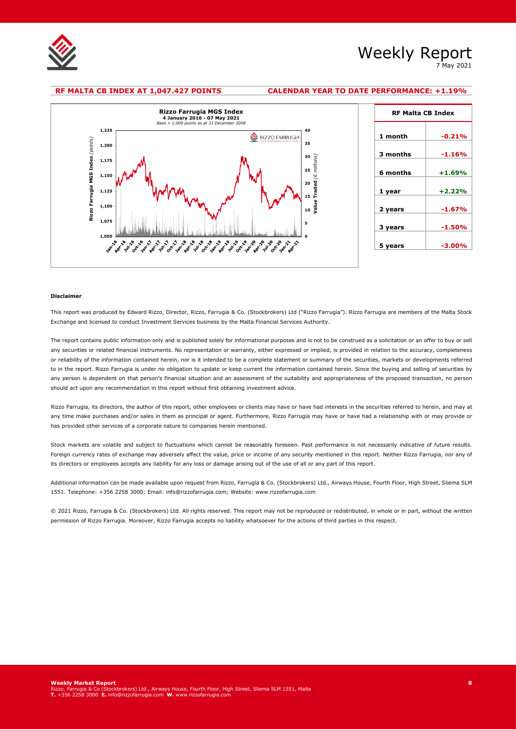## RF MALTA CB INDEX AT 1,047.427 POINTS

## CALENDAR YEAR TO DATE PERFORMANCE: +1.19%

**Rizzo Farrugia MGS Index**
**4 January 2016 - 07 May 2021**
*Base = 1,000 points as at 31 December 2008*

Rizzo Farrugia MGS Index *(points)*
1,225
1,200
1,175
1,150
1,125
1,100
1,075
1,050

Value Traded *(€ millions)*
40
35
30
25
20
15
10
5
0

Jan-16 Apr-16 Jul-16 Oct-16 Jan-17 Apr-17 Jul-17 Oct-17 Jan-18 Apr-18 Jul-18 Oct-18 Jan-19 Apr-19 Jul-19 Oct-19 Jan-20 Apr-20 Jul-20 Oct-20 Jan-21 Apr-21

RIZZO FARRUGIA

| RF Malta CB Index | |
|---|---|
| 1 month | -0.21% |
| 3 months | -1.16% |
| 6 months | +1.69% |
| 1 year | +2.22% |
| 2 years | -1.67% |
| 3 years | -1.50% |
| 5 years | -3.00% |

**Disclaimer**

This report was produced by Edward Rizzo, Director, Rizzo, Farrugia & Co. (Stockbrokers) Ltd ("Rizzo Farrugia"). Rizzo Farrugia are members of the Malta Stock Exchange and licensed to conduct Investment Services business by the Malta Financial Services Authority.

The report contains public information only and is published solely for informational purposes and is not to be construed as a solicitation or an offer to buy or sell any securities or related financial instruments. No representation or warranty, either expressed or implied, is provided in relation to the accuracy, completeness or reliability of the information contained herein, nor is it intended to be a complete statement or summary of the securities, markets or developments referred to in the report. Rizzo Farrugia is under no obligation to update or keep current the information contained herein. Since the buying and selling of securities by any person is dependent on that person's financial situation and an assessment of the suitability and appropriateness of the proposed transaction, no person should act upon any recommendation in this report without first obtaining investment advice.

Rizzo Farrugia, its directors, the author of this report, other employees or clients may have or have had interests in the securities referred to herein, and may at any time make purchases and/or sales in them as principal or agent. Furthermore, Rizzo Farrugia may have or have had a relationship with or may provide or has provided other services of a corporate nature to companies herein mentioned.

Stock markets are volatile and subject to fluctuations which cannot be reasonably foreseen. Past performance is not necessarily indicative of future results. Foreign currency rates of exchange may adversely affect the value, price or income of any security mentioned in this report. Neither Rizzo Farrugia, nor any of its directors or employees accepts any liability for any loss or damage arising out of the use of all or any part of this report.

Additional information can be made available upon request from Rizzo, Farrugia & Co. (Stockbrokers) Ltd., Airways House, Fourth Floor, High Street, Sliema SLM 1551. Telephone: +356 2258 3000; Email: info@rizzofarrugia.com; Website: www.rizzofarrugia.com

© 2021 Rizzo, Farrugia & Co. (Stockbrokers) Ltd. All rights reserved. This report may not be reproduced or redistributed, in whole or in part, without the written permission of Rizzo Farrugia. Moreover, Rizzo Farrugia accepts no liability whatsoever for the actions of third parties in this respect.